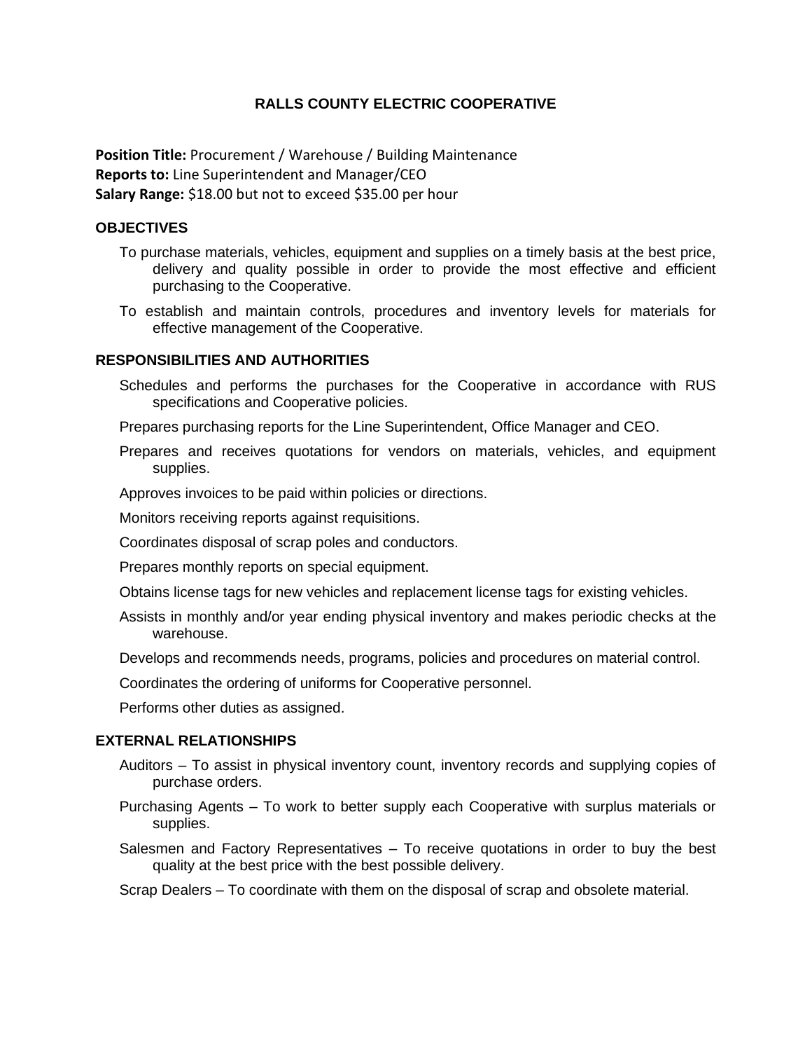# RALLS COUNTY ELECTRIC COOPERATIVE

**Position Title:** Procurement / Warehouse / Building Maintenance
**Reports to:** Line Superintendent and Manager/CEO
**Salary Range:** $18.00 but not to exceed $35.00 per hour

## OBJECTIVES

To purchase materials, vehicles, equipment and supplies on a timely basis at the best price, delivery and quality possible in order to provide the most effective and efficient purchasing to the Cooperative.

To establish and maintain controls, procedures and inventory levels for materials for effective management of the Cooperative.

## RESPONSIBILITIES AND AUTHORITIES

Schedules and performs the purchases for the Cooperative in accordance with RUS specifications and Cooperative policies.

Prepares purchasing reports for the Line Superintendent, Office Manager and CEO.

Prepares and receives quotations for vendors on materials, vehicles, and equipment supplies.

Approves invoices to be paid within policies or directions.

Monitors receiving reports against requisitions.

Coordinates disposal of scrap poles and conductors.

Prepares monthly reports on special equipment.

Obtains license tags for new vehicles and replacement license tags for existing vehicles.

Assists in monthly and/or year ending physical inventory and makes periodic checks at the warehouse.

Develops and recommends needs, programs, policies and procedures on material control.

Coordinates the ordering of uniforms for Cooperative personnel.

Performs other duties as assigned.

## EXTERNAL RELATIONSHIPS

Auditors – To assist in physical inventory count, inventory records and supplying copies of purchase orders.

Purchasing Agents – To work to better supply each Cooperative with surplus materials or supplies.

Salesmen and Factory Representatives – To receive quotations in order to buy the best quality at the best price with the best possible delivery.

Scrap Dealers – To coordinate with them on the disposal of scrap and obsolete material.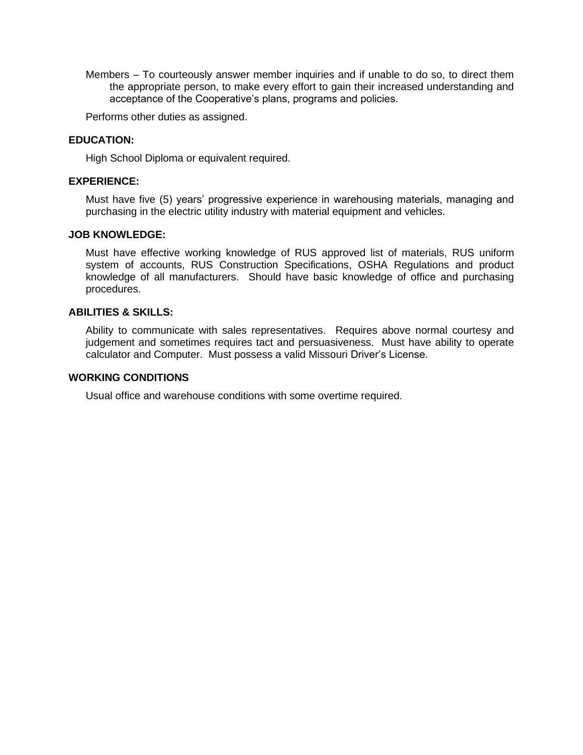Members – To courteously answer member inquiries and if unable to do so, to direct them the appropriate person, to make every effort to gain their increased understanding and acceptance of the Cooperative's plans, programs and policies.

Performs other duties as assigned.

## EDUCATION:

High School Diploma or equivalent required.

## EXPERIENCE:

Must have five (5) years' progressive experience in warehousing materials, managing and purchasing in the electric utility industry with material equipment and vehicles.

## JOB KNOWLEDGE:

Must have effective working knowledge of RUS approved list of materials, RUS uniform system of accounts, RUS Construction Specifications, OSHA Regulations and product knowledge of all manufacturers. Should have basic knowledge of office and purchasing procedures.

## ABILITIES & SKILLS:

Ability to communicate with sales representatives. Requires above normal courtesy and judgement and sometimes requires tact and persuasiveness. Must have ability to operate calculator and Computer. Must possess a valid Missouri Driver's License.

## WORKING CONDITIONS

Usual office and warehouse conditions with some overtime required.